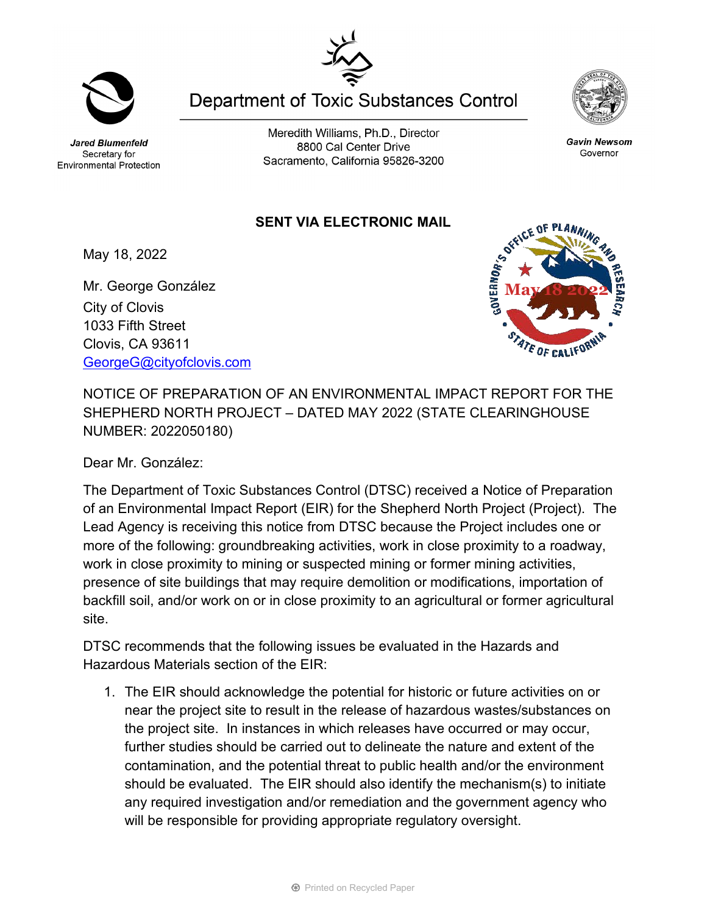# Department of Toxic Substances Control

Meredith Williams, Ph.D., Director
8800 Cal Center Drive
Sacramento, California 95826-3200

***Jared Blumenfeld***
Secretary for
Environmental Protection

***Gavin Newsom***
Governor

**SENT VIA ELECTRONIC MAIL**

May 18, 2022

Mr. George González
City of Clovis
1033 Fifth Street
Clovis, CA 93611
GeorgeG@cityofclovis.com

NOTICE OF PREPARATION OF AN ENVIRONMENTAL IMPACT REPORT FOR THE SHEPHERD NORTH PROJECT – DATED MAY 2022 (STATE CLEARINGHOUSE NUMBER: 2022050180)

Dear Mr. González:

The Department of Toxic Substances Control (DTSC) received a Notice of Preparation of an Environmental Impact Report (EIR) for the Shepherd North Project (Project). The Lead Agency is receiving this notice from DTSC because the Project includes one or more of the following: groundbreaking activities, work in close proximity to a roadway, work in close proximity to mining or suspected mining or former mining activities, presence of site buildings that may require demolition or modifications, importation of backfill soil, and/or work on or in close proximity to an agricultural or former agricultural site.

DTSC recommends that the following issues be evaluated in the Hazards and Hazardous Materials section of the EIR:

1. The EIR should acknowledge the potential for historic or future activities on or near the project site to result in the release of hazardous wastes/substances on the project site. In instances in which releases have occurred or may occur, further studies should be carried out to delineate the nature and extent of the contamination, and the potential threat to public health and/or the environment should be evaluated. The EIR should also identify the mechanism(s) to initiate any required investigation and/or remediation and the government agency who will be responsible for providing appropriate regulatory oversight.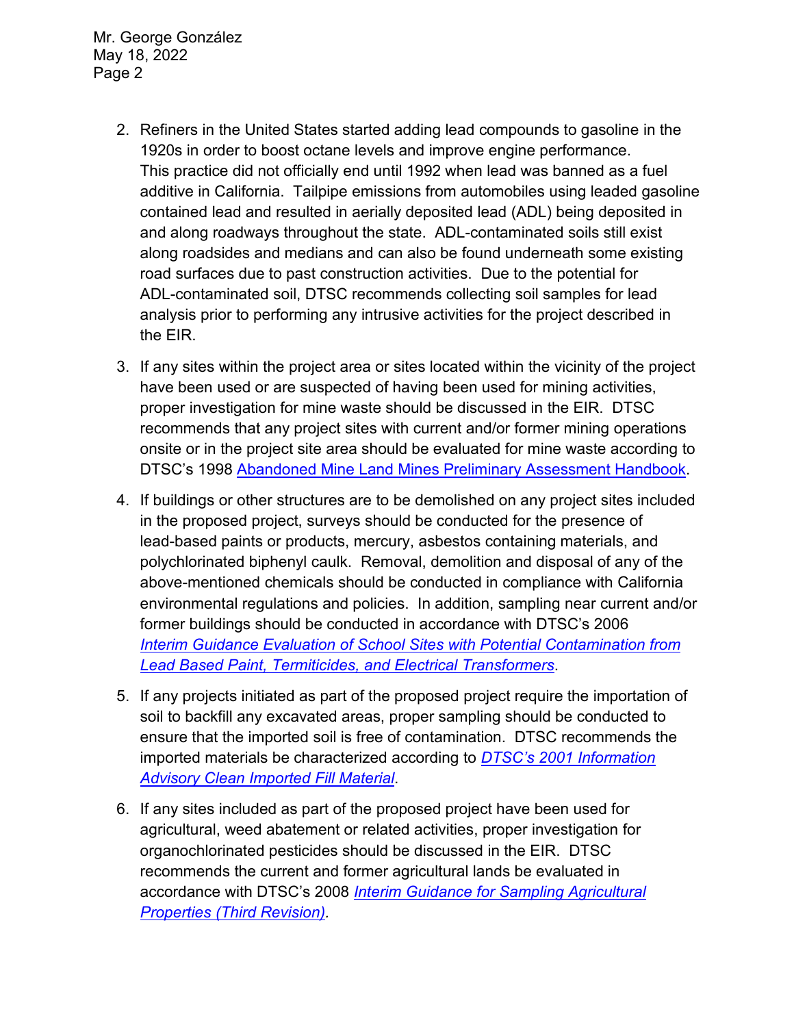2. Refiners in the United States started adding lead compounds to gasoline in the 1920s in order to boost octane levels and improve engine performance. This practice did not officially end until 1992 when lead was banned as a fuel additive in California. Tailpipe emissions from automobiles using leaded gasoline contained lead and resulted in aerially deposited lead (ADL) being deposited in and along roadways throughout the state. ADL-contaminated soils still exist along roadsides and medians and can also be found underneath some existing road surfaces due to past construction activities. Due to the potential for ADL-contaminated soil, DTSC recommends collecting soil samples for lead analysis prior to performing any intrusive activities for the project described in the EIR.

3. If any sites within the project area or sites located within the vicinity of the project have been used or are suspected of having been used for mining activities, proper investigation for mine waste should be discussed in the EIR. DTSC recommends that any project sites with current and/or former mining operations onsite or in the project site area should be evaluated for mine waste according to DTSC's 1998 Abandoned Mine Land Mines Preliminary Assessment Handbook.

4. If buildings or other structures are to be demolished on any project sites included in the proposed project, surveys should be conducted for the presence of lead-based paints or products, mercury, asbestos containing materials, and polychlorinated biphenyl caulk. Removal, demolition and disposal of any of the above-mentioned chemicals should be conducted in compliance with California environmental regulations and policies. In addition, sampling near current and/or former buildings should be conducted in accordance with DTSC's 2006 *Interim Guidance Evaluation of School Sites with Potential Contamination from Lead Based Paint, Termiticides, and Electrical Transformers*.

5. If any projects initiated as part of the proposed project require the importation of soil to backfill any excavated areas, proper sampling should be conducted to ensure that the imported soil is free of contamination. DTSC recommends the imported materials be characterized according to *DTSC's 2001 Information Advisory Clean Imported Fill Material*.

6. If any sites included as part of the proposed project have been used for agricultural, weed abatement or related activities, proper investigation for organochlorinated pesticides should be discussed in the EIR. DTSC recommends the current and former agricultural lands be evaluated in accordance with DTSC's 2008 *Interim Guidance for Sampling Agricultural Properties (Third Revision).*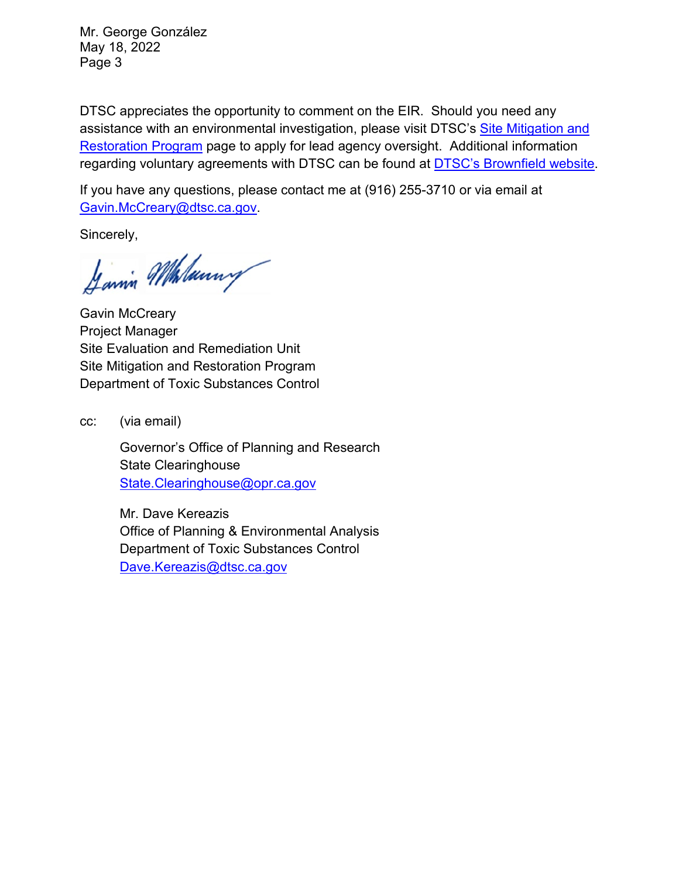DTSC appreciates the opportunity to comment on the EIR. Should you need any assistance with an environmental investigation, please visit DTSC's Site Mitigation and Restoration Program page to apply for lead agency oversight. Additional information regarding voluntary agreements with DTSC can be found at DTSC's Brownfield website.

If you have any questions, please contact me at (916) 255-3710 or via email at Gavin.McCreary@dtsc.ca.gov.

Sincerely,

Gavin McCreary
Project Manager
Site Evaluation and Remediation Unit
Site Mitigation and Restoration Program
Department of Toxic Substances Control

cc: (via email)

Governor's Office of Planning and Research
State Clearinghouse
State.Clearinghouse@opr.ca.gov

Mr. Dave Kereazis
Office of Planning & Environmental Analysis
Department of Toxic Substances Control
Dave.Kereazis@dtsc.ca.gov